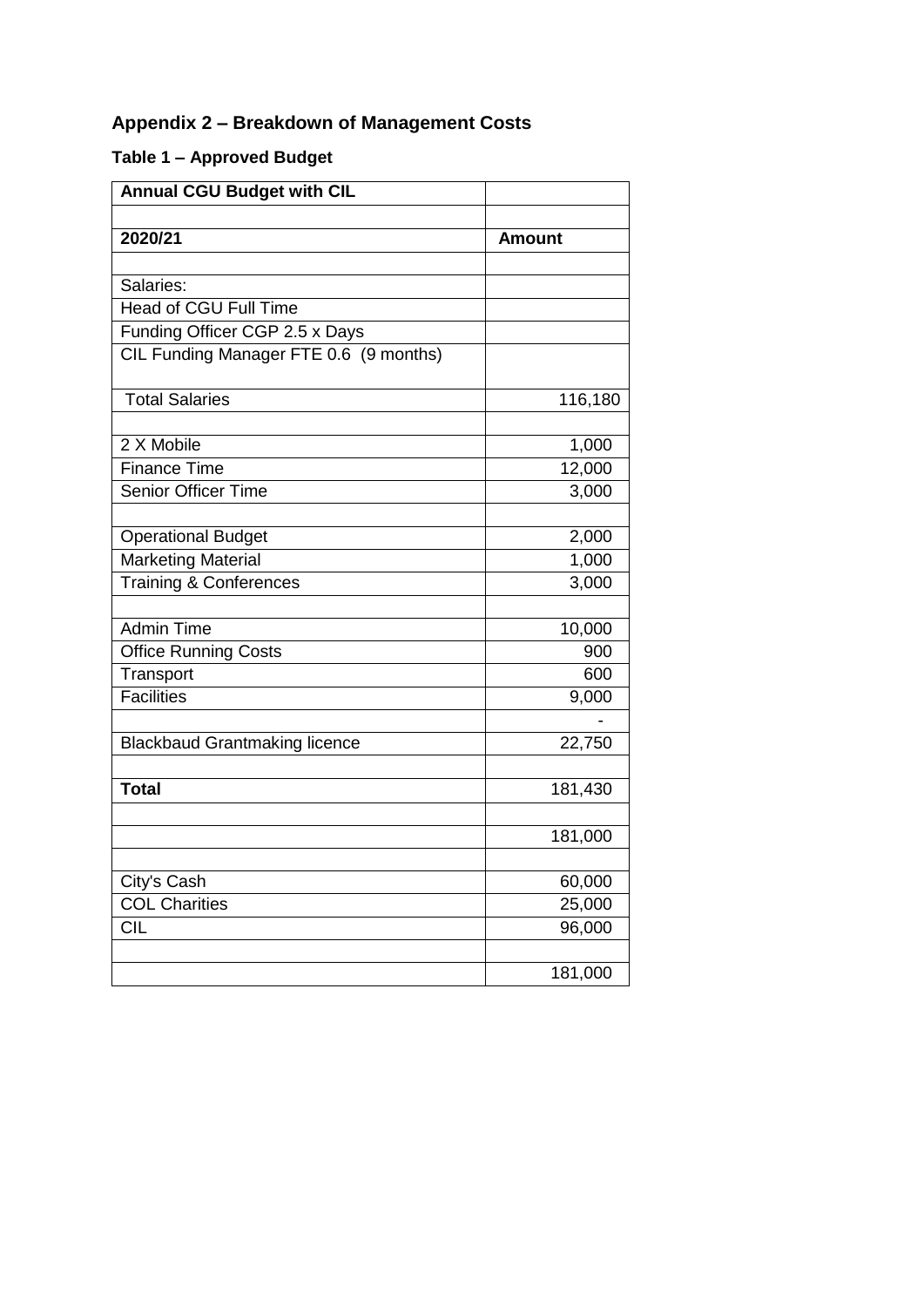## Appendix 2 – Breakdown of Management Costs

### Table 1 – Approved Budget

| **Annual CGU Budget with CIL** | |
|---|---|
| | |
| **2020/21** | **Amount** |
| | |
| Salaries: | |
| Head of CGU Full Time | |
| Funding Officer CGP 2.5 x Days | |
| CIL Funding Manager FTE 0.6 (9 months) | |
| Total Salaries | 116,180 |
| | |
| 2 X Mobile | 1,000 |
| Finance Time | 12,000 |
| Senior Officer Time | 3,000 |
| | |
| Operational Budget | 2,000 |
| Marketing Material | 1,000 |
| Training & Conferences | 3,000 |
| | |
| Admin Time | 10,000 |
| Office Running Costs | 900 |
| Transport | 600 |
| Facilities | 9,000 |
| | - |
| Blackbaud Grantmaking licence | 22,750 |
| | |
| **Total** | 181,430 |
| | |
| | 181,000 |
| | |
| City's Cash | 60,000 |
| COL Charities | 25,000 |
| CIL | 96,000 |
| | |
| | 181,000 |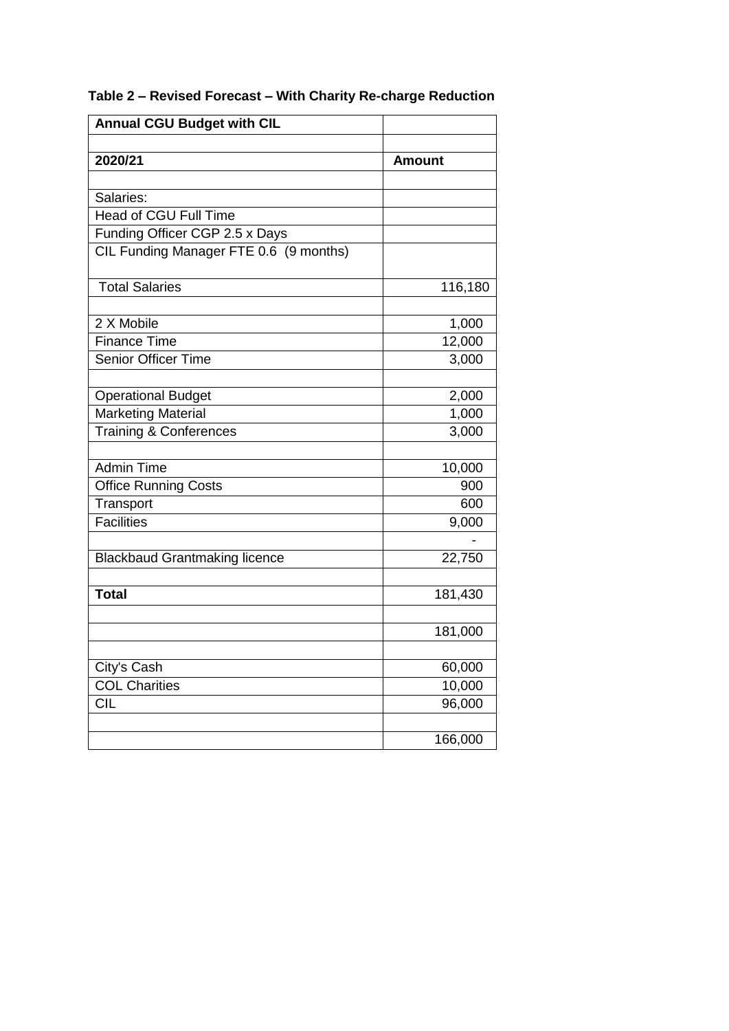**Table 2 – Revised Forecast – With Charity Re-charge Reduction**

| **Annual CGU Budget with CIL** | |
|---|---|
| | |
| **2020/21** | **Amount** |
| | |
| Salaries: | |
| Head of CGU Full Time | |
| Funding Officer CGP 2.5 x Days | |
| CIL Funding Manager FTE 0.6 (9 months) | |
| Total Salaries | 116,180 |
| | |
| 2 X Mobile | 1,000 |
| Finance Time | 12,000 |
| Senior Officer Time | 3,000 |
| | |
| Operational Budget | 2,000 |
| Marketing Material | 1,000 |
| Training & Conferences | 3,000 |
| | |
| Admin Time | 10,000 |
| Office Running Costs | 900 |
| Transport | 600 |
| Facilities | 9,000 |
| | - |
| Blackbaud Grantmaking licence | 22,750 |
| | |
| **Total** | 181,430 |
| | |
| | 181,000 |
| | |
| City's Cash | 60,000 |
| COL Charities | 10,000 |
| CIL | 96,000 |
| | |
| | 166,000 |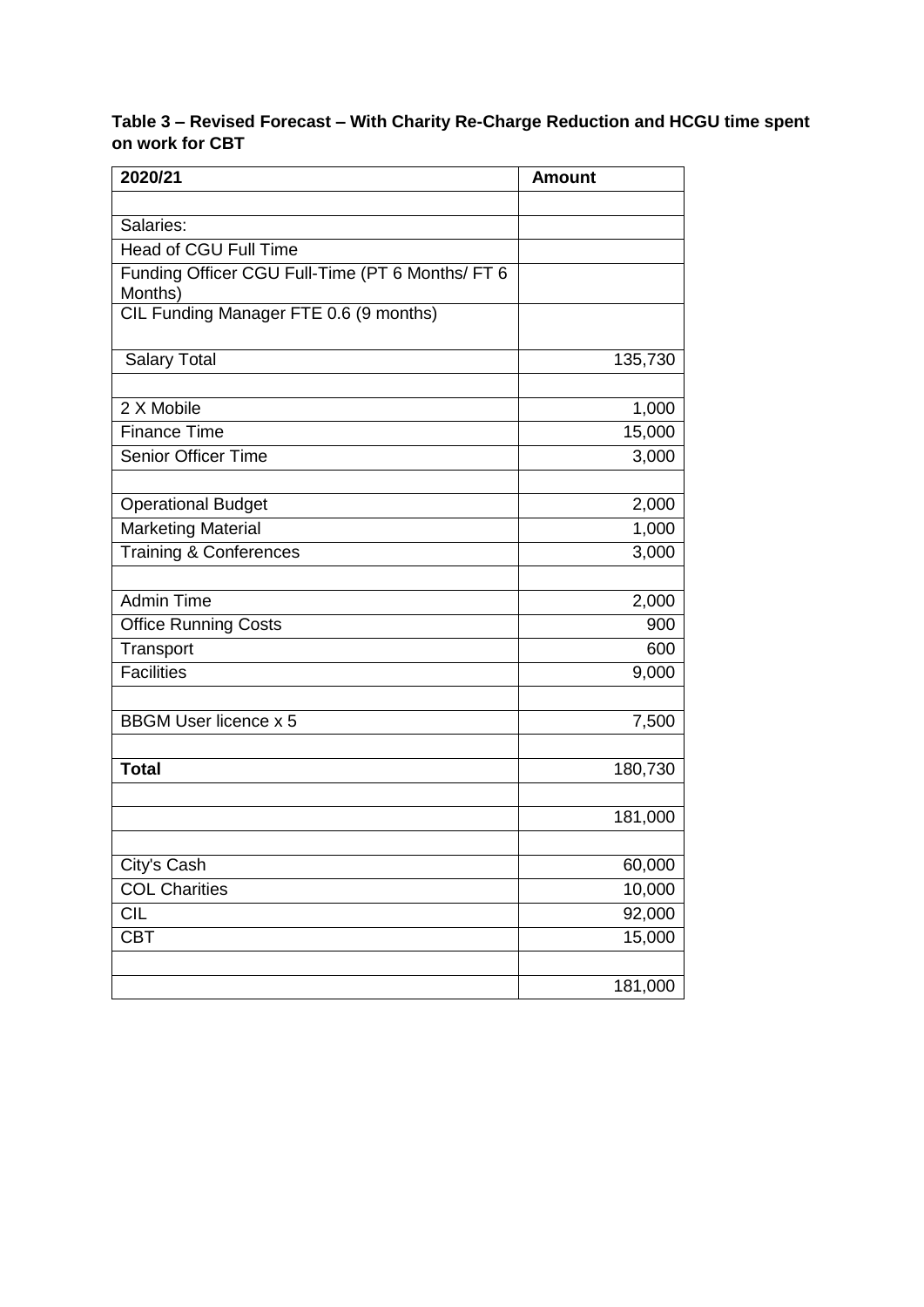**Table 3 – Revised Forecast – With Charity Re-Charge Reduction and HCGU time spent on work for CBT**

| 2020/21 | Amount |
| --- | --- |
| | |
| Salaries: | |
| Head of CGU Full Time | |
| Funding Officer CGU Full-Time (PT 6 Months/ FT 6 Months) | |
| CIL Funding Manager FTE 0.6 (9 months) | |
| Salary Total | 135,730 |
| | |
| 2 X Mobile | 1,000 |
| Finance Time | 15,000 |
| Senior Officer Time | 3,000 |
| | |
| Operational Budget | 2,000 |
| Marketing Material | 1,000 |
| Training & Conferences | 3,000 |
| | |
| Admin Time | 2,000 |
| Office Running Costs | 900 |
| Transport | 600 |
| Facilities | 9,000 |
| | |
| BBGM User licence x 5 | 7,500 |
| | |
| **Total** | 180,730 |
| | |
| | 181,000 |
| | |
| City's Cash | 60,000 |
| COL Charities | 10,000 |
| CIL | 92,000 |
| CBT | 15,000 |
| | |
| | 181,000 |